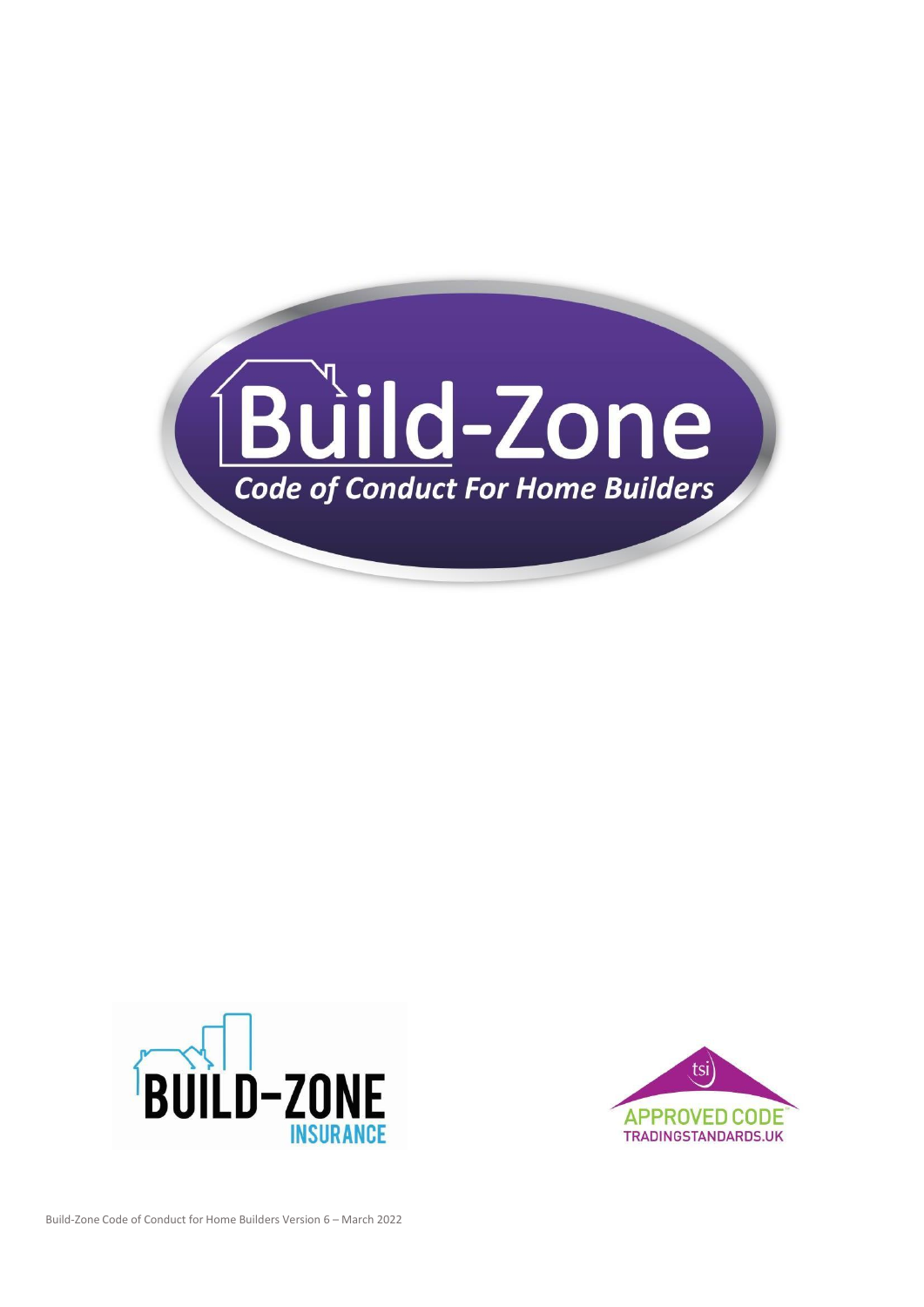# Build-Zone

## *Code of Conduct For Home Builders*

BUILD-ZONE INSURANCE

tsi APPROVED CODE TRADINGSTANDARDS.UK

Build-Zone Code of Conduct for Home Builders Version 6 – March 2022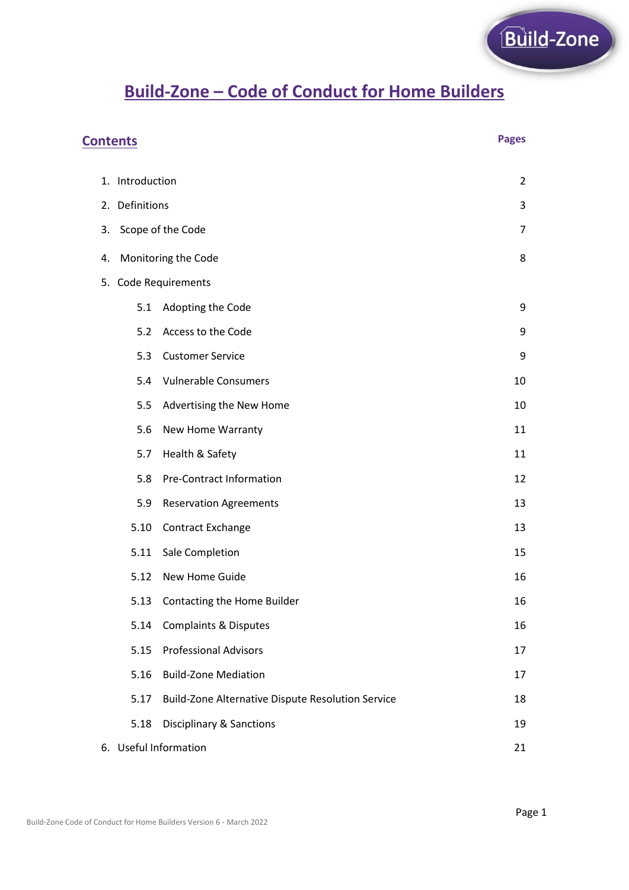# Build-Zone – Code of Conduct for Home Builders

## Contents

| | Pages |
|---|---|
| 1. Introduction | 2 |
| 2. Definitions | 3 |
| 3. Scope of the Code | 7 |
| 4. Monitoring the Code | 8 |
| 5. Code Requirements | |
| 5.1 Adopting the Code | 9 |
| 5.2 Access to the Code | 9 |
| 5.3 Customer Service | 9 |
| 5.4 Vulnerable Consumers | 10 |
| 5.5 Advertising the New Home | 10 |
| 5.6 New Home Warranty | 11 |
| 5.7 Health & Safety | 11 |
| 5.8 Pre-Contract Information | 12 |
| 5.9 Reservation Agreements | 13 |
| 5.10 Contract Exchange | 13 |
| 5.11 Sale Completion | 15 |
| 5.12 New Home Guide | 16 |
| 5.13 Contacting the Home Builder | 16 |
| 5.14 Complaints & Disputes | 16 |
| 5.15 Professional Advisors | 17 |
| 5.16 Build-Zone Mediation | 17 |
| 5.17 Build-Zone Alternative Dispute Resolution Service | 18 |
| 5.18 Disciplinary & Sanctions | 19 |
| 6. Useful Information | 21 |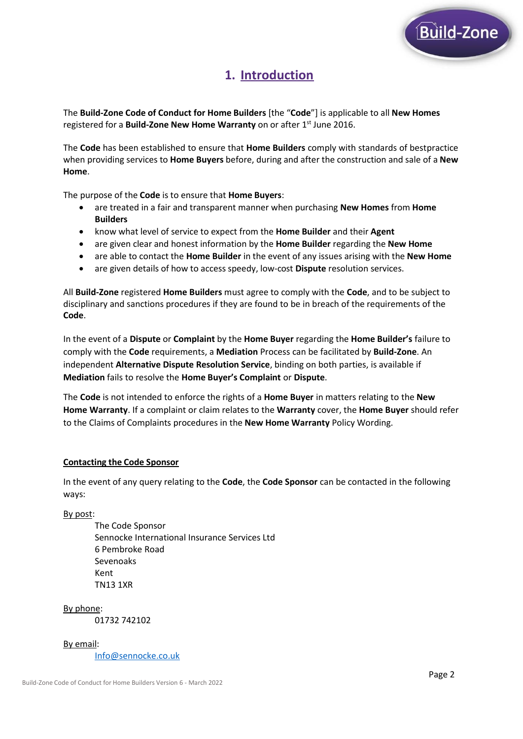# 1. Introduction

The **Build-Zone Code of Conduct for Home Builders** [the "**Code**"] is applicable to all **New Homes** registered for a **Build-Zone New Home Warranty** on or after 1st June 2016.

The **Code** has been established to ensure that **Home Builders** comply with standards of bestpractice when providing services to **Home Buyers** before, during and after the construction and sale of a **New Home**.

The purpose of the **Code** is to ensure that **Home Buyers**:

- are treated in a fair and transparent manner when purchasing **New Homes** from **Home Builders**
- know what level of service to expect from the **Home Builder** and their **Agent**
- are given clear and honest information by the **Home Builder** regarding the **New Home**
- are able to contact the **Home Builder** in the event of any issues arising with the **New Home**
- are given details of how to access speedy, low-cost **Dispute** resolution services.

All **Build-Zone** registered **Home Builders** must agree to comply with the **Code**, and to be subject to disciplinary and sanctions procedures if they are found to be in breach of the requirements of the **Code**.

In the event of a **Dispute** or **Complaint** by the **Home Buyer** regarding the **Home Builder's** failure to comply with the **Code** requirements, a **Mediation** Process can be facilitated by **Build-Zone**. An independent **Alternative Dispute Resolution Service**, binding on both parties, is available if **Mediation** fails to resolve the **Home Buyer's Complaint** or **Dispute**.

The **Code** is not intended to enforce the rights of a **Home Buyer** in matters relating to the **New Home Warranty**. If a complaint or claim relates to the **Warranty** cover, the **Home Buyer** should refer to the Claims of Complaints procedures in the **New Home Warranty** Policy Wording.

## Contacting the Code Sponsor

In the event of any query relating to the **Code**, the **Code Sponsor** can be contacted in the following ways:

By post:

The Code Sponsor
Sennocke International Insurance Services Ltd
6 Pembroke Road
Sevenoaks
Kent
TN13 1XR

By phone:

01732 742102

By email:

Info@sennocke.co.uk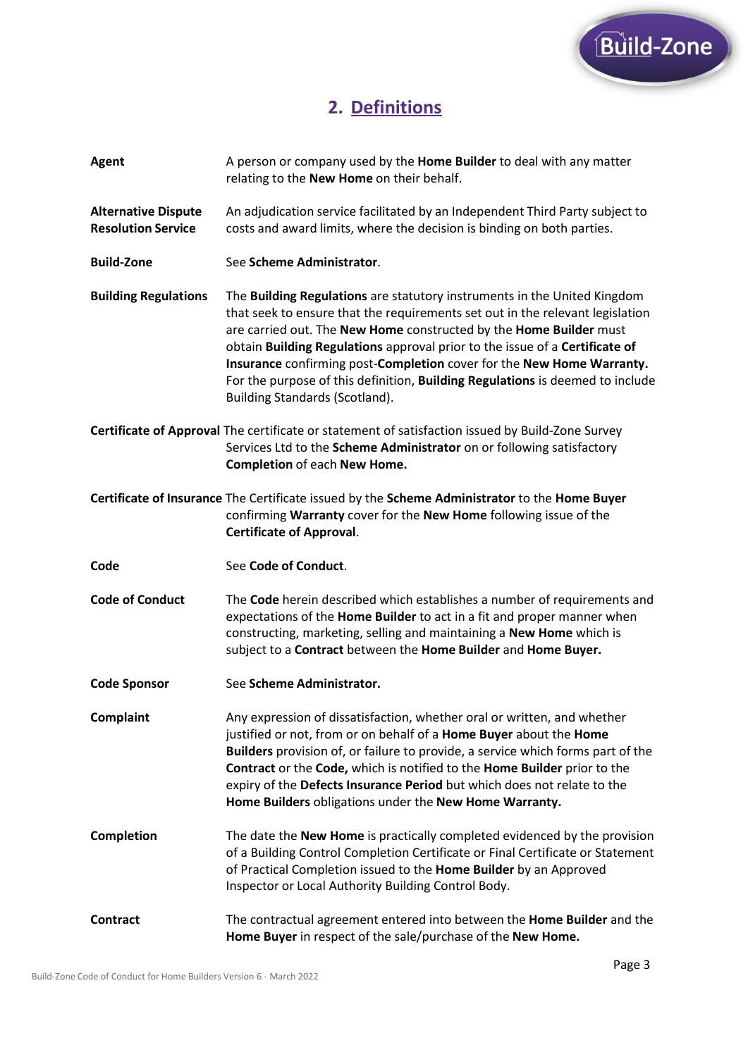## 2. Definitions

**Agent**
A person or company used by the **Home Builder** to deal with any matter relating to the **New Home** on their behalf.

**Alternative Dispute Resolution Service**
An adjudication service facilitated by an Independent Third Party subject to costs and award limits, where the decision is binding on both parties.

**Build-Zone**
See **Scheme Administrator**.

**Building Regulations**
The **Building Regulations** are statutory instruments in the United Kingdom that seek to ensure that the requirements set out in the relevant legislation are carried out. The **New Home** constructed by the **Home Builder** must obtain **Building Regulations** approval prior to the issue of a **Certificate of Insurance** confirming post-**Completion** cover for the **New Home Warranty.** For the purpose of this definition, **Building Regulations** is deemed to include Building Standards (Scotland).

**Certificate of Approval**
The certificate or statement of satisfaction issued by Build-Zone Survey Services Ltd to the **Scheme Administrator** on or following satisfactory **Completion** of each **New Home.**

**Certificate of Insurance**
The Certificate issued by the **Scheme Administrator** to the **Home Buyer** confirming **Warranty** cover for the **New Home** following issue of the **Certificate of Approval**.

**Code**
See **Code of Conduct**.

**Code of Conduct**
The **Code** herein described which establishes a number of requirements and expectations of the **Home Builder** to act in a fit and proper manner when constructing, marketing, selling and maintaining a **New Home** which is subject to a **Contract** between the **Home Builder** and **Home Buyer.**

**Code Sponsor**
See **Scheme Administrator.**

**Complaint**
Any expression of dissatisfaction, whether oral or written, and whether justified or not, from or on behalf of a **Home Buyer** about the **Home Builders** provision of, or failure to provide, a service which forms part of the **Contract** or the **Code,** which is notified to the **Home Builder** prior to the expiry of the **Defects Insurance Period** but which does not relate to the **Home Builders** obligations under the **New Home Warranty.**

**Completion**
The date the **New Home** is practically completed evidenced by the provision of a Building Control Completion Certificate or Final Certificate or Statement of Practical Completion issued to the **Home Builder** by an Approved Inspector or Local Authority Building Control Body.

**Contract**
The contractual agreement entered into between the **Home Builder** and the **Home Buyer** in respect of the sale/purchase of the **New Home.**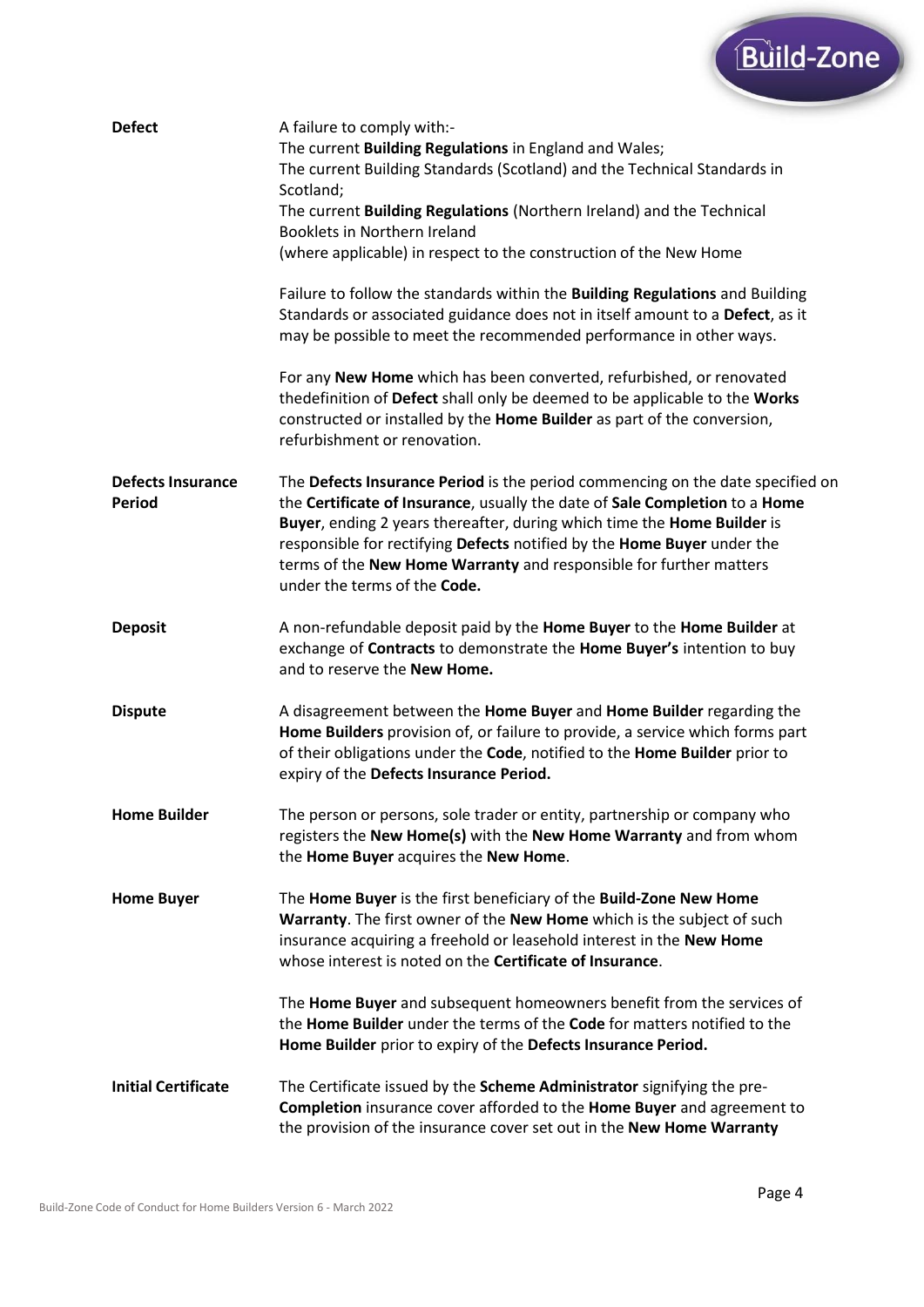| | |
|---|---|
| **Defect** | A failure to comply with:-<br>The current **Building Regulations** in England and Wales;<br>The current Building Standards (Scotland) and the Technical Standards in Scotland;<br>The current **Building Regulations** (Northern Ireland) and the Technical Booklets in Northern Ireland<br>(where applicable) in respect to the construction of the New Home<br><br>Failure to follow the standards within the **Building Regulations** and Building Standards or associated guidance does not in itself amount to a **Defect**, as it may be possible to meet the recommended performance in other ways.<br><br>For any **New Home** which has been converted, refurbished, or renovated thedefinition of **Defect** shall only be deemed to be applicable to the **Works** constructed or installed by the **Home Builder** as part of the conversion, refurbishment or renovation. |
| **Defects Insurance Period** | The **Defects Insurance Period** is the period commencing on the date specified on the **Certificate of Insurance**, usually the date of **Sale Completion** to a **Home Buyer**, ending 2 years thereafter, during which time the **Home Builder** is responsible for rectifying **Defects** notified by the **Home Buyer** under the terms of the **New Home Warranty** and responsible for further matters under the terms of the **Code.** |
| **Deposit** | A non-refundable deposit paid by the **Home Buyer** to the **Home Builder** at exchange of **Contracts** to demonstrate the **Home Buyer's** intention to buy and to reserve the **New Home.** |
| **Dispute** | A disagreement between the **Home Buyer** and **Home Builder** regarding the **Home Builders** provision of, or failure to provide, a service which forms part of their obligations under the **Code**, notified to the **Home Builder** prior to expiry of the **Defects Insurance Period.** |
| **Home Builder** | The person or persons, sole trader or entity, partnership or company who registers the **New Home(s)** with the **New Home Warranty** and from whom the **Home Buyer** acquires the **New Home**. |
| **Home Buyer** | The **Home Buyer** is the first beneficiary of the **Build-Zone New Home Warranty**. The first owner of the **New Home** which is the subject of such insurance acquiring a freehold or leasehold interest in the **New Home** whose interest is noted on the **Certificate of Insurance**.<br><br>The **Home Buyer** and subsequent homeowners benefit from the services of the **Home Builder** under the terms of the **Code** for matters notified to the **Home Builder** prior to expiry of the **Defects Insurance Period.** |
| **Initial Certificate** | The Certificate issued by the **Scheme Administrator** signifying the pre-**Completion** insurance cover afforded to the **Home Buyer** and agreement to the provision of the insurance cover set out in the **New Home Warranty** |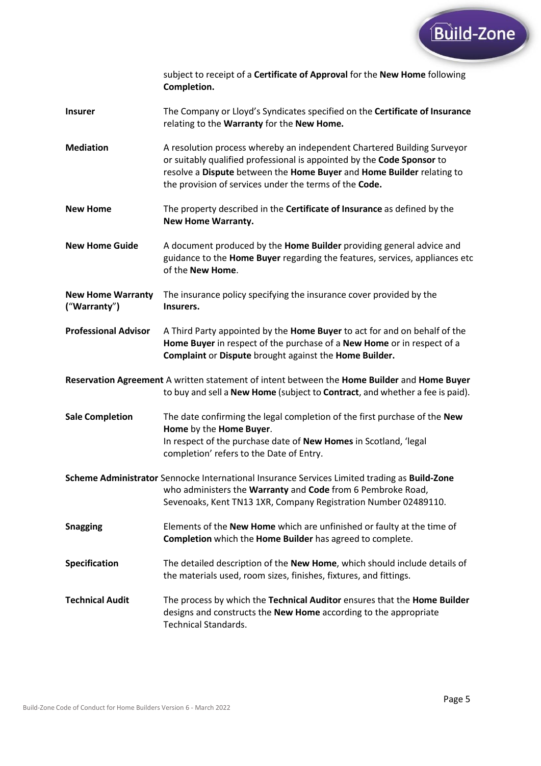subject to receipt of a **Certificate of Approval** for the **New Home** following **Completion.**

| | |
|---|---|
| **Insurer** | The Company or Lloyd's Syndicates specified on the **Certificate of Insurance** relating to the **Warranty** for the **New Home.** |
| **Mediation** | A resolution process whereby an independent Chartered Building Surveyor or suitably qualified professional is appointed by the **Code Sponsor** to resolve a **Dispute** between the **Home Buyer** and **Home Builder** relating to the provision of services under the terms of the **Code.** |
| **New Home** | The property described in the **Certificate of Insurance** as defined by the **New Home Warranty.** |
| **New Home Guide** | A document produced by the **Home Builder** providing general advice and guidance to the **Home Buyer** regarding the features, services, appliances etc of the **New Home**. |
| **New Home Warranty ("Warranty")** | The insurance policy specifying the insurance cover provided by the **Insurers.** |
| **Professional Advisor** | A Third Party appointed by the **Home Buyer** to act for and on behalf of the **Home Buyer** in respect of the purchase of a **New Home** or in respect of a **Complaint** or **Dispute** brought against the **Home Builder.** |
| **Reservation Agreement** | A written statement of intent between the **Home Builder** and **Home Buyer** to buy and sell a **New Home** (subject to **Contract**, and whether a fee is paid). |
| **Sale Completion** | The date confirming the legal completion of the first purchase of the **New Home** by the **Home Buyer**.<br>In respect of the purchase date of **New Homes** in Scotland, 'legal completion' refers to the Date of Entry. |
| **Scheme Administrator** | Sennocke International Insurance Services Limited trading as **Build-Zone** who administers the **Warranty** and **Code** from 6 Pembroke Road, Sevenoaks, Kent TN13 1XR, Company Registration Number 02489110. |
| **Snagging** | Elements of the **New Home** which are unfinished or faulty at the time of **Completion** which the **Home Builder** has agreed to complete. |
| **Specification** | The detailed description of the **New Home**, which should include details of the materials used, room sizes, finishes, fixtures, and fittings. |
| **Technical Audit** | The process by which the **Technical Auditor** ensures that the **Home Builder** designs and constructs the **New Home** according to the appropriate Technical Standards. |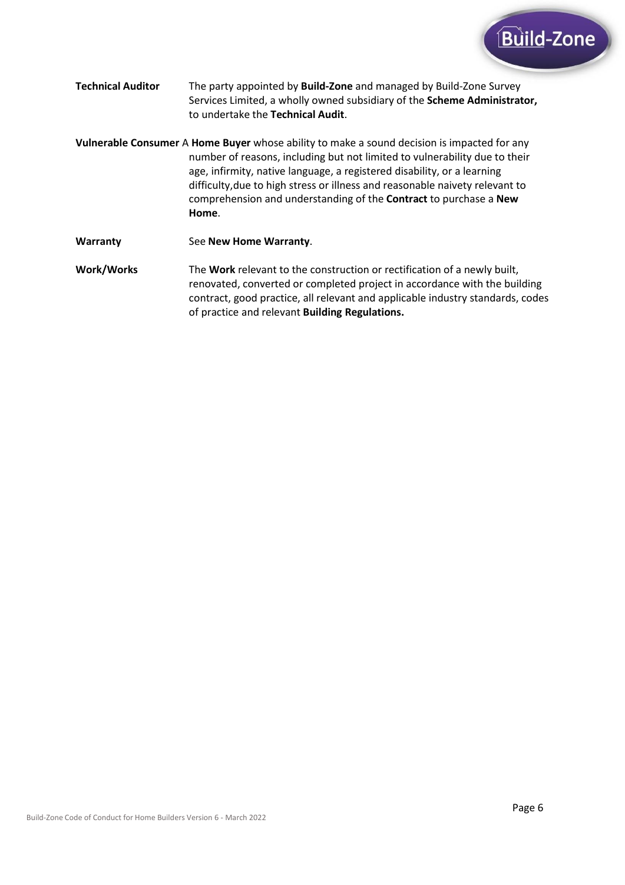**Technical Auditor** The party appointed by **Build-Zone** and managed by Build-Zone Survey Services Limited, a wholly owned subsidiary of the **Scheme Administrator,** to undertake the **Technical Audit**.

**Vulnerable Consumer** A **Home Buyer** whose ability to make a sound decision is impacted for any number of reasons, including but not limited to vulnerability due to their age, infirmity, native language, a registered disability, or a learning difficulty,due to high stress or illness and reasonable naivety relevant to comprehension and understanding of the **Contract** to purchase a **New Home**.

**Warranty** See **New Home Warranty**.

**Work/Works** The **Work** relevant to the construction or rectification of a newly built, renovated, converted or completed project in accordance with the building contract, good practice, all relevant and applicable industry standards, codes of practice and relevant **Building Regulations.**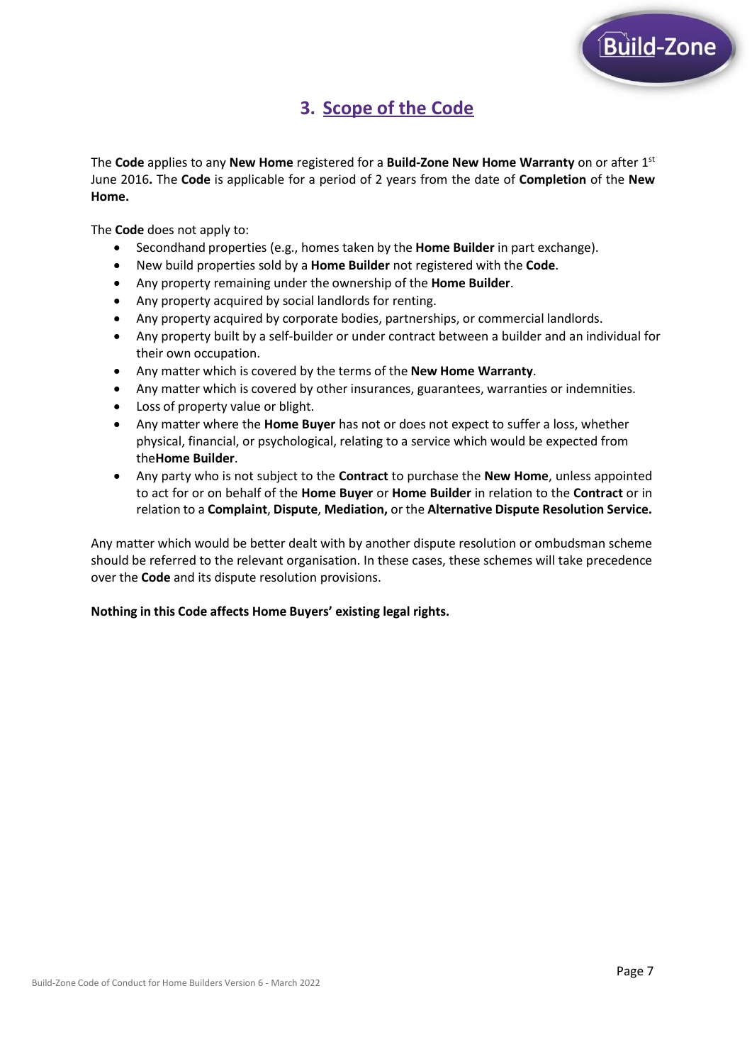## 3. Scope of the Code

The **Code** applies to any **New Home** registered for a **Build-Zone New Home Warranty** on or after 1st June 2016**.** The **Code** is applicable for a period of 2 years from the date of **Completion** of the **New Home.**

The **Code** does not apply to:

- Secondhand properties (e.g., homes taken by the **Home Builder** in part exchange).
- New build properties sold by a **Home Builder** not registered with the **Code**.
- Any property remaining under the ownership of the **Home Builder**.
- Any property acquired by social landlords for renting.
- Any property acquired by corporate bodies, partnerships, or commercial landlords.
- Any property built by a self-builder or under contract between a builder and an individual for their own occupation.
- Any matter which is covered by the terms of the **New Home Warranty**.
- Any matter which is covered by other insurances, guarantees, warranties or indemnities.
- Loss of property value or blight.
- Any matter where the **Home Buyer** has not or does not expect to suffer a loss, whether physical, financial, or psychological, relating to a service which would be expected from the**Home Builder**.
- Any party who is not subject to the **Contract** to purchase the **New Home**, unless appointed to act for or on behalf of the **Home Buyer** or **Home Builder** in relation to the **Contract** or in relation to a **Complaint**, **Dispute**, **Mediation,** or the **Alternative Dispute Resolution Service.**

Any matter which would be better dealt with by another dispute resolution or ombudsman scheme should be referred to the relevant organisation. In these cases, these schemes will take precedence over the **Code** and its dispute resolution provisions.

**Nothing in this Code affects Home Buyers' existing legal rights.**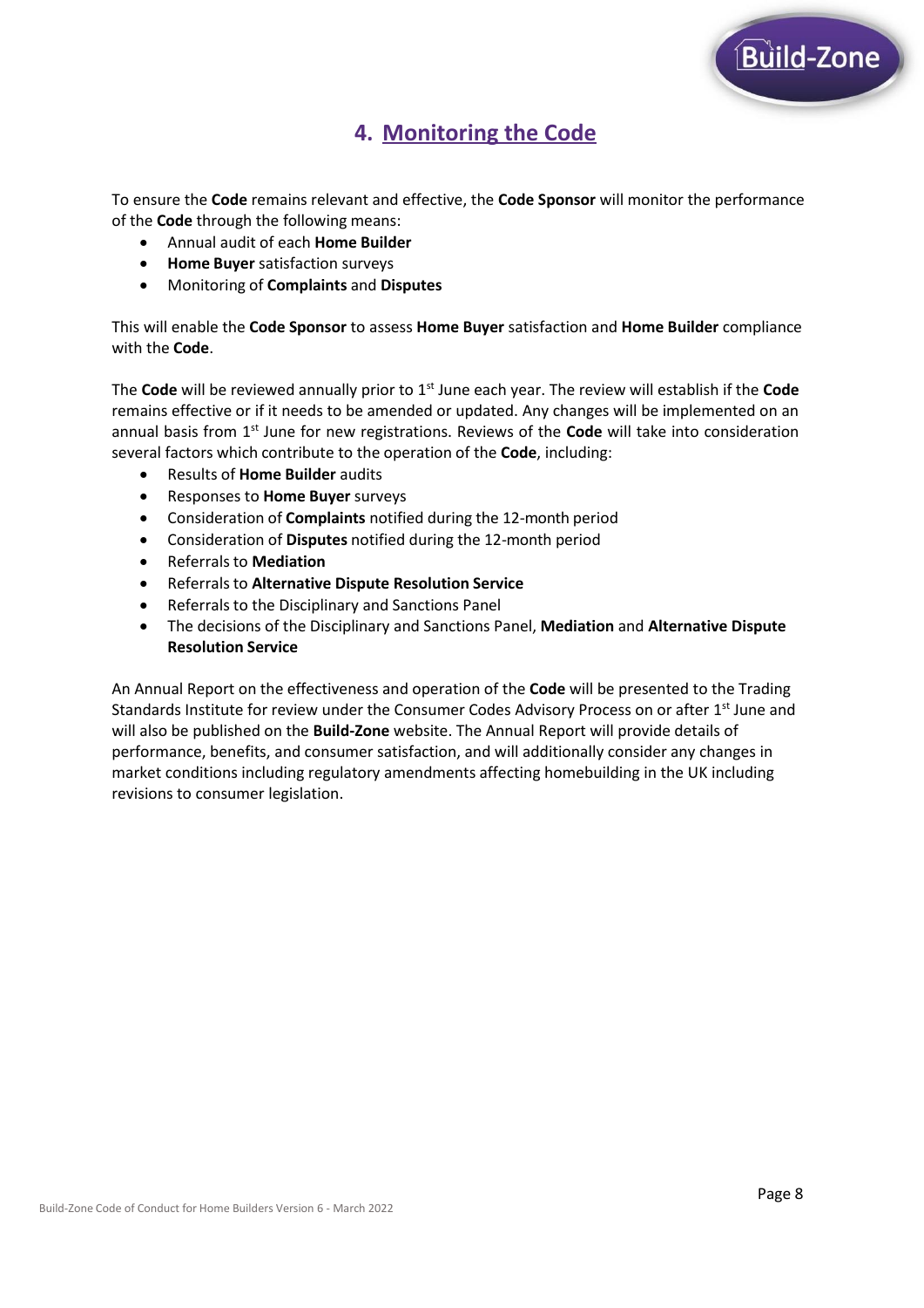## 4. Monitoring the Code

To ensure the **Code** remains relevant and effective, the **Code Sponsor** will monitor the performance of the **Code** through the following means:

- Annual audit of each **Home Builder**
- **Home Buyer** satisfaction surveys
- Monitoring of **Complaints** and **Disputes**

This will enable the **Code Sponsor** to assess **Home Buyer** satisfaction and **Home Builder** compliance with the **Code**.

The **Code** will be reviewed annually prior to 1st June each year. The review will establish if the **Code** remains effective or if it needs to be amended or updated. Any changes will be implemented on an annual basis from 1st June for new registrations. Reviews of the **Code** will take into consideration several factors which contribute to the operation of the **Code**, including:

- Results of **Home Builder** audits
- Responses to **Home Buyer** surveys
- Consideration of **Complaints** notified during the 12-month period
- Consideration of **Disputes** notified during the 12-month period
- Referrals to **Mediation**
- Referrals to **Alternative Dispute Resolution Service**
- Referrals to the Disciplinary and Sanctions Panel
- The decisions of the Disciplinary and Sanctions Panel, **Mediation** and **Alternative Dispute Resolution Service**

An Annual Report on the effectiveness and operation of the **Code** will be presented to the Trading Standards Institute for review under the Consumer Codes Advisory Process on or after 1st June and will also be published on the **Build-Zone** website. The Annual Report will provide details of performance, benefits, and consumer satisfaction, and will additionally consider any changes in market conditions including regulatory amendments affecting homebuilding in the UK including revisions to consumer legislation.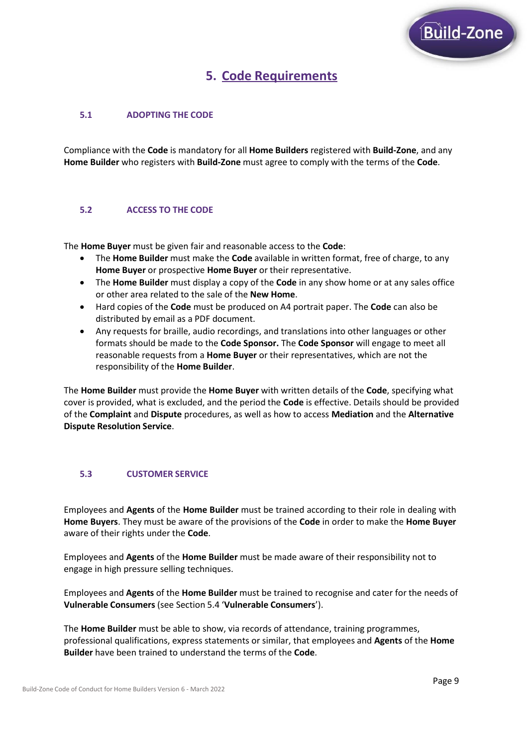# 5. Code Requirements

## 5.1 ADOPTING THE CODE

Compliance with the **Code** is mandatory for all **Home Builders** registered with **Build-Zone**, and any **Home Builder** who registers with **Build-Zone** must agree to comply with the terms of the **Code**.

## 5.2 ACCESS TO THE CODE

The **Home Buyer** must be given fair and reasonable access to the **Code**:

- The **Home Builder** must make the **Code** available in written format, free of charge, to any **Home Buyer** or prospective **Home Buyer** or their representative.
- The **Home Builder** must display a copy of the **Code** in any show home or at any sales office or other area related to the sale of the **New Home**.
- Hard copies of the **Code** must be produced on A4 portrait paper. The **Code** can also be distributed by email as a PDF document.
- Any requests for braille, audio recordings, and translations into other languages or other formats should be made to the **Code Sponsor.** The **Code Sponsor** will engage to meet all reasonable requests from a **Home Buyer** or their representatives, which are not the responsibility of the **Home Builder**.

The **Home Builder** must provide the **Home Buyer** with written details of the **Code**, specifying what cover is provided, what is excluded, and the period the **Code** is effective. Details should be provided of the **Complaint** and **Dispute** procedures, as well as how to access **Mediation** and the **Alternative Dispute Resolution Service**.

## 5.3 CUSTOMER SERVICE

Employees and **Agents** of the **Home Builder** must be trained according to their role in dealing with **Home Buyers**. They must be aware of the provisions of the **Code** in order to make the **Home Buyer** aware of their rights under the **Code**.

Employees and **Agents** of the **Home Builder** must be made aware of their responsibility not to engage in high pressure selling techniques.

Employees and **Agents** of the **Home Builder** must be trained to recognise and cater for the needs of **Vulnerable Consumers** (see Section 5.4 '**Vulnerable Consumers**').

The **Home Builder** must be able to show, via records of attendance, training programmes, professional qualifications, express statements or similar, that employees and **Agents** of the **Home Builder** have been trained to understand the terms of the **Code**.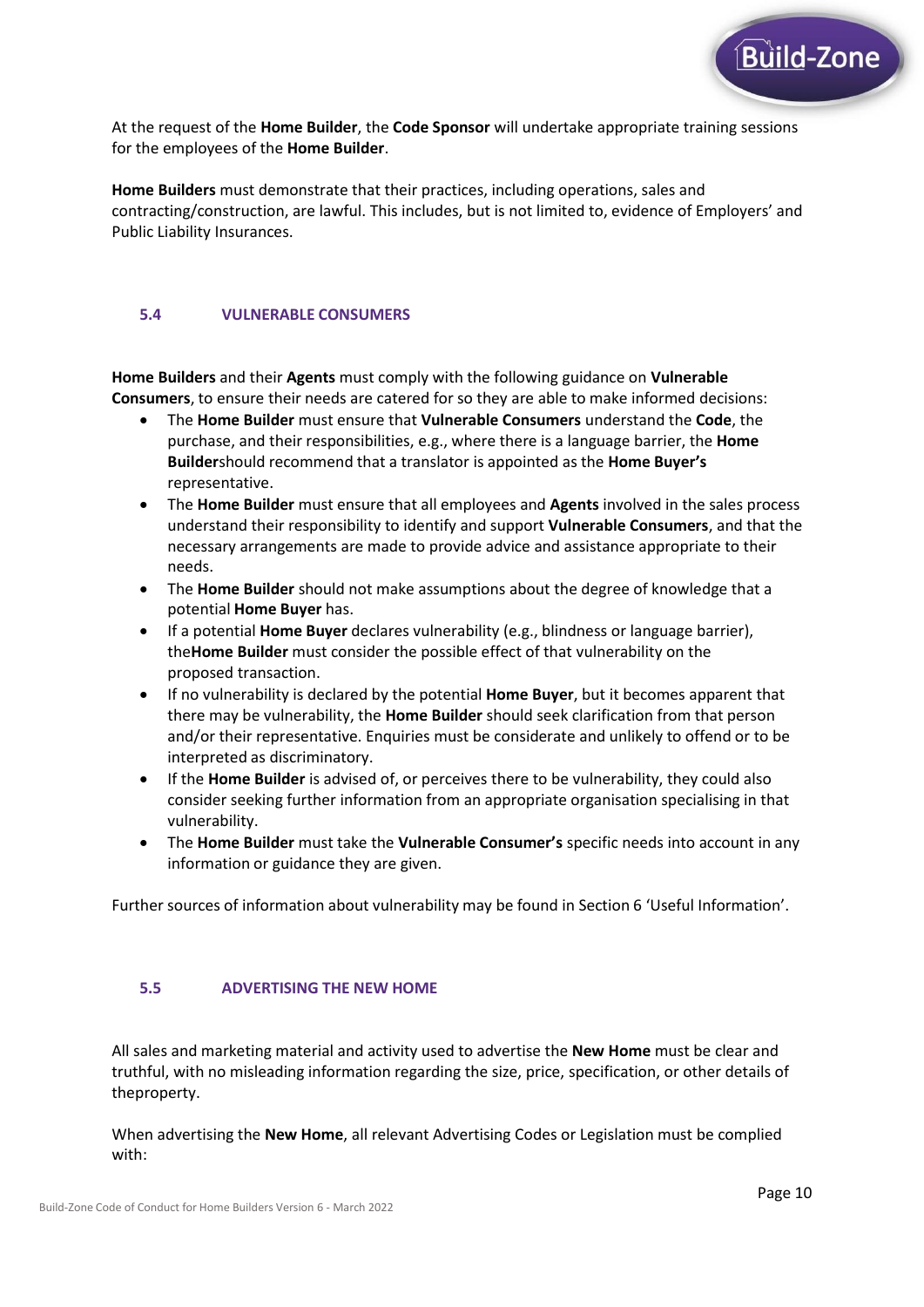At the request of the **Home Builder**, the **Code Sponsor** will undertake appropriate training sessions for the employees of the **Home Builder**.

**Home Builders** must demonstrate that their practices, including operations, sales and contracting/construction, are lawful. This includes, but is not limited to, evidence of Employers' and Public Liability Insurances.

### 5.4 VULNERABLE CONSUMERS

**Home Builders** and their **Agents** must comply with the following guidance on **Vulnerable Consumers**, to ensure their needs are catered for so they are able to make informed decisions:

- The **Home Builder** must ensure that **Vulnerable Consumers** understand the **Code**, the purchase, and their responsibilities, e.g., where there is a language barrier, the **Home Builder**should recommend that a translator is appointed as the **Home Buyer's** representative.
- The **Home Builder** must ensure that all employees and **Agents** involved in the sales process understand their responsibility to identify and support **Vulnerable Consumers**, and that the necessary arrangements are made to provide advice and assistance appropriate to their needs.
- The **Home Builder** should not make assumptions about the degree of knowledge that a potential **Home Buyer** has.
- If a potential **Home Buyer** declares vulnerability (e.g., blindness or language barrier), the**Home Builder** must consider the possible effect of that vulnerability on the proposed transaction.
- If no vulnerability is declared by the potential **Home Buyer**, but it becomes apparent that there may be vulnerability, the **Home Builder** should seek clarification from that person and/or their representative. Enquiries must be considerate and unlikely to offend or to be interpreted as discriminatory.
- If the **Home Builder** is advised of, or perceives there to be vulnerability, they could also consider seeking further information from an appropriate organisation specialising in that vulnerability.
- The **Home Builder** must take the **Vulnerable Consumer's** specific needs into account in any information or guidance they are given.

Further sources of information about vulnerability may be found in Section 6 'Useful Information'.

### 5.5 ADVERTISING THE NEW HOME

All sales and marketing material and activity used to advertise the **New Home** must be clear and truthful, with no misleading information regarding the size, price, specification, or other details of theproperty.

When advertising the **New Home**, all relevant Advertising Codes or Legislation must be complied with: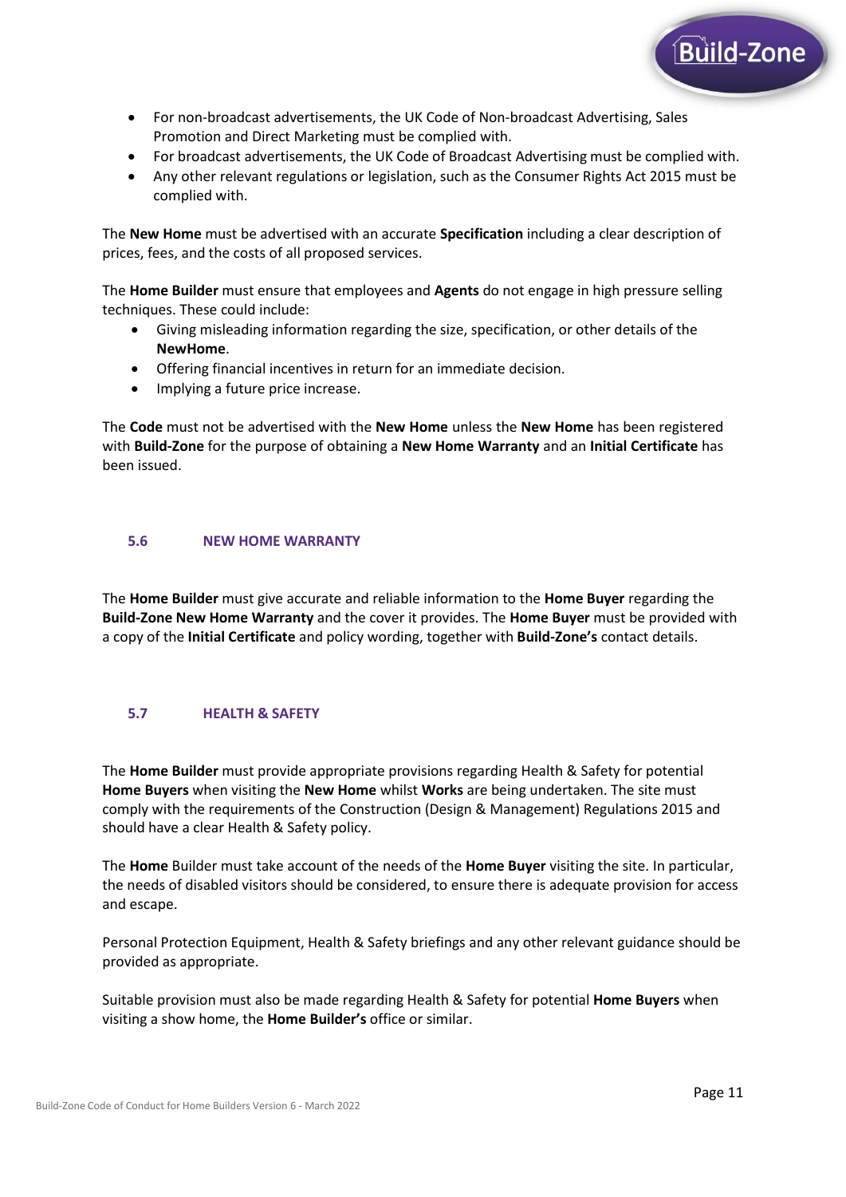- For non-broadcast advertisements, the UK Code of Non-broadcast Advertising, Sales Promotion and Direct Marketing must be complied with.
- For broadcast advertisements, the UK Code of Broadcast Advertising must be complied with.
- Any other relevant regulations or legislation, such as the Consumer Rights Act 2015 must be complied with.

The **New Home** must be advertised with an accurate **Specification** including a clear description of prices, fees, and the costs of all proposed services.

The **Home Builder** must ensure that employees and **Agents** do not engage in high pressure selling techniques. These could include:

- Giving misleading information regarding the size, specification, or other details of the **NewHome**.
- Offering financial incentives in return for an immediate decision.
- Implying a future price increase.

The **Code** must not be advertised with the **New Home** unless the **New Home** has been registered with **Build-Zone** for the purpose of obtaining a **New Home Warranty** and an **Initial Certificate** has been issued.

### 5.6 NEW HOME WARRANTY

The **Home Builder** must give accurate and reliable information to the **Home Buyer** regarding the **Build-Zone New Home Warranty** and the cover it provides. The **Home Buyer** must be provided with a copy of the **Initial Certificate** and policy wording, together with **Build-Zone's** contact details.

### 5.7 HEALTH & SAFETY

The **Home Builder** must provide appropriate provisions regarding Health & Safety for potential **Home Buyers** when visiting the **New Home** whilst **Works** are being undertaken. The site must comply with the requirements of the Construction (Design & Management) Regulations 2015 and should have a clear Health & Safety policy.

The **Home** Builder must take account of the needs of the **Home Buyer** visiting the site. In particular, the needs of disabled visitors should be considered, to ensure there is adequate provision for access and escape.

Personal Protection Equipment, Health & Safety briefings and any other relevant guidance should be provided as appropriate.

Suitable provision must also be made regarding Health & Safety for potential **Home Buyers** when visiting a show home, the **Home Builder's** office or similar.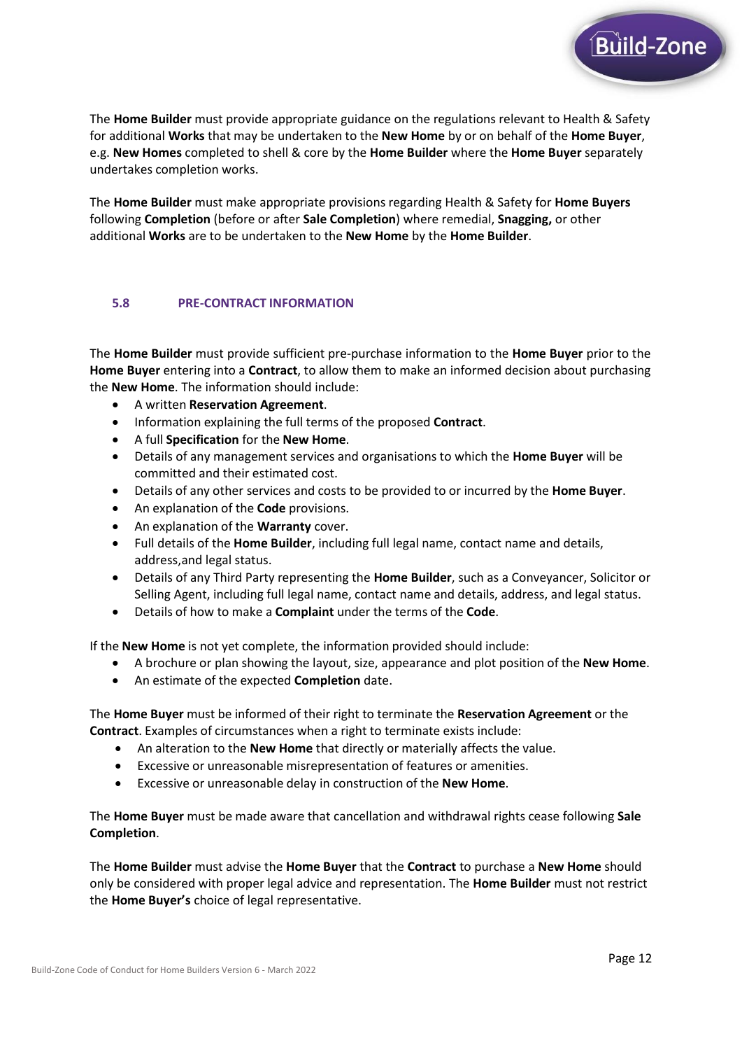The **Home Builder** must provide appropriate guidance on the regulations relevant to Health & Safety for additional **Works** that may be undertaken to the **New Home** by or on behalf of the **Home Buyer**, e.g. **New Homes** completed to shell & core by the **Home Builder** where the **Home Buyer** separately undertakes completion works.

The **Home Builder** must make appropriate provisions regarding Health & Safety for **Home Buyers** following **Completion** (before or after **Sale Completion**) where remedial, **Snagging,** or other additional **Works** are to be undertaken to the **New Home** by the **Home Builder**.

### 5.8 PRE-CONTRACT INFORMATION

The **Home Builder** must provide sufficient pre-purchase information to the **Home Buyer** prior to the **Home Buyer** entering into a **Contract**, to allow them to make an informed decision about purchasing the **New Home**. The information should include:

- A written **Reservation Agreement**.
- Information explaining the full terms of the proposed **Contract**.
- A full **Specification** for the **New Home**.
- Details of any management services and organisations to which the **Home Buyer** will be committed and their estimated cost.
- Details of any other services and costs to be provided to or incurred by the **Home Buyer**.
- An explanation of the **Code** provisions.
- An explanation of the **Warranty** cover.
- Full details of the **Home Builder**, including full legal name, contact name and details, address,and legal status.
- Details of any Third Party representing the **Home Builder**, such as a Conveyancer, Solicitor or Selling Agent, including full legal name, contact name and details, address, and legal status.
- Details of how to make a **Complaint** under the terms of the **Code**.

If the **New Home** is not yet complete, the information provided should include:

- A brochure or plan showing the layout, size, appearance and plot position of the **New Home**.
- An estimate of the expected **Completion** date.

The **Home Buyer** must be informed of their right to terminate the **Reservation Agreement** or the **Contract**. Examples of circumstances when a right to terminate exists include:

- An alteration to the **New Home** that directly or materially affects the value.
- Excessive or unreasonable misrepresentation of features or amenities.
- Excessive or unreasonable delay in construction of the **New Home**.

The **Home Buyer** must be made aware that cancellation and withdrawal rights cease following **Sale Completion**.

The **Home Builder** must advise the **Home Buyer** that the **Contract** to purchase a **New Home** should only be considered with proper legal advice and representation. The **Home Builder** must not restrict the **Home Buyer's** choice of legal representative.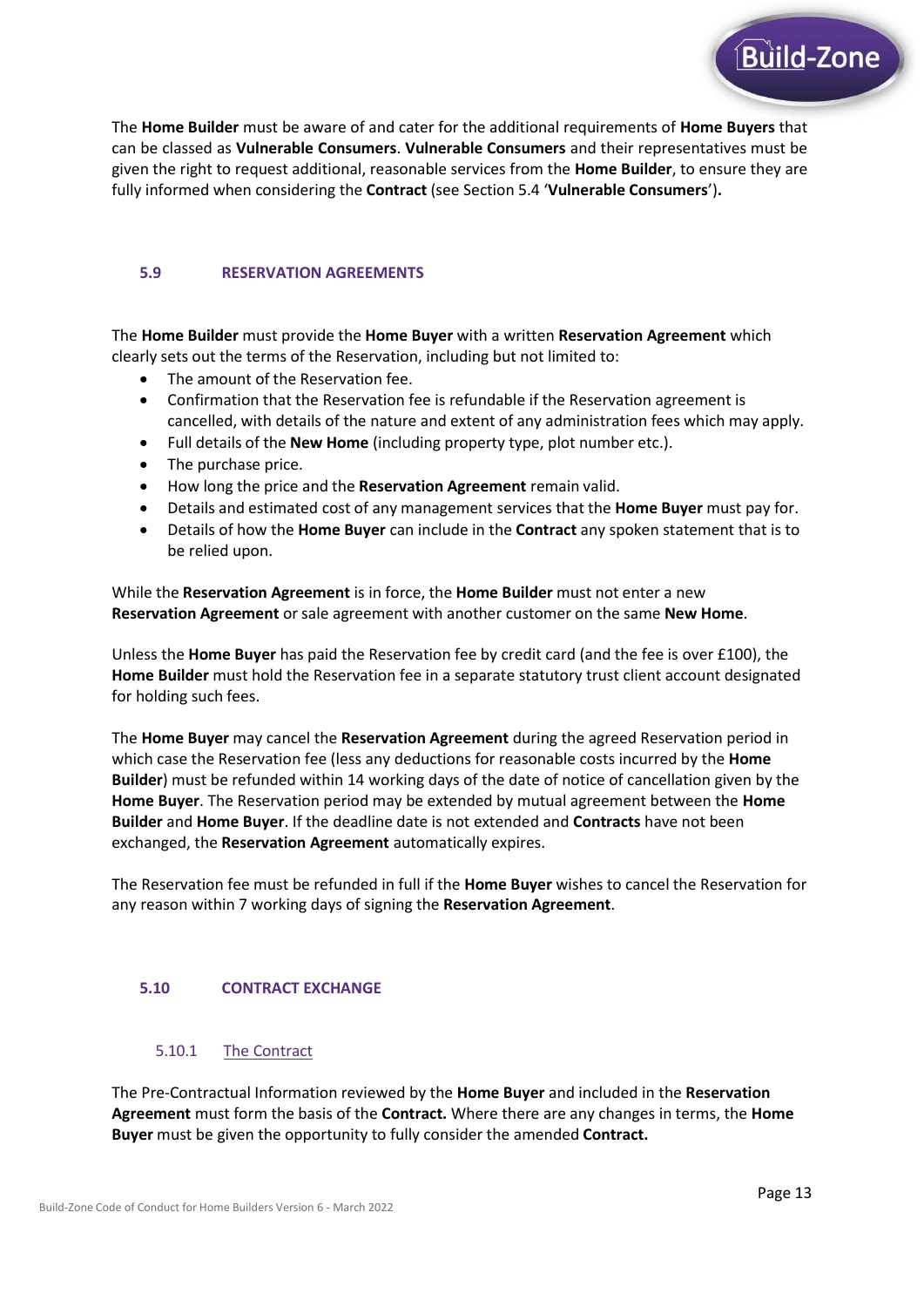The **Home Builder** must be aware of and cater for the additional requirements of **Home Buyers** that can be classed as **Vulnerable Consumers**. **Vulnerable Consumers** and their representatives must be given the right to request additional, reasonable services from the **Home Builder**, to ensure they are fully informed when considering the **Contract** (see Section 5.4 '**Vulnerable Consumers**')**.**

## 5.9 RESERVATION AGREEMENTS

The **Home Builder** must provide the **Home Buyer** with a written **Reservation Agreement** which clearly sets out the terms of the Reservation, including but not limited to:

- The amount of the Reservation fee.
- Confirmation that the Reservation fee is refundable if the Reservation agreement is cancelled, with details of the nature and extent of any administration fees which may apply.
- Full details of the **New Home** (including property type, plot number etc.).
- The purchase price.
- How long the price and the **Reservation Agreement** remain valid.
- Details and estimated cost of any management services that the **Home Buyer** must pay for.
- Details of how the **Home Buyer** can include in the **Contract** any spoken statement that is to be relied upon.

While the **Reservation Agreement** is in force, the **Home Builder** must not enter a new **Reservation Agreement** or sale agreement with another customer on the same **New Home**.

Unless the **Home Buyer** has paid the Reservation fee by credit card (and the fee is over £100), the **Home Builder** must hold the Reservation fee in a separate statutory trust client account designated for holding such fees.

The **Home Buyer** may cancel the **Reservation Agreement** during the agreed Reservation period in which case the Reservation fee (less any deductions for reasonable costs incurred by the **Home Builder**) must be refunded within 14 working days of the date of notice of cancellation given by the **Home Buyer**. The Reservation period may be extended by mutual agreement between the **Home Builder** and **Home Buyer**. If the deadline date is not extended and **Contracts** have not been exchanged, the **Reservation Agreement** automatically expires.

The Reservation fee must be refunded in full if the **Home Buyer** wishes to cancel the Reservation for any reason within 7 working days of signing the **Reservation Agreement**.

## 5.10 CONTRACT EXCHANGE

### 5.10.1 The Contract

The Pre-Contractual Information reviewed by the **Home Buyer** and included in the **Reservation Agreement** must form the basis of the **Contract.** Where there are any changes in terms, the **Home Buyer** must be given the opportunity to fully consider the amended **Contract.**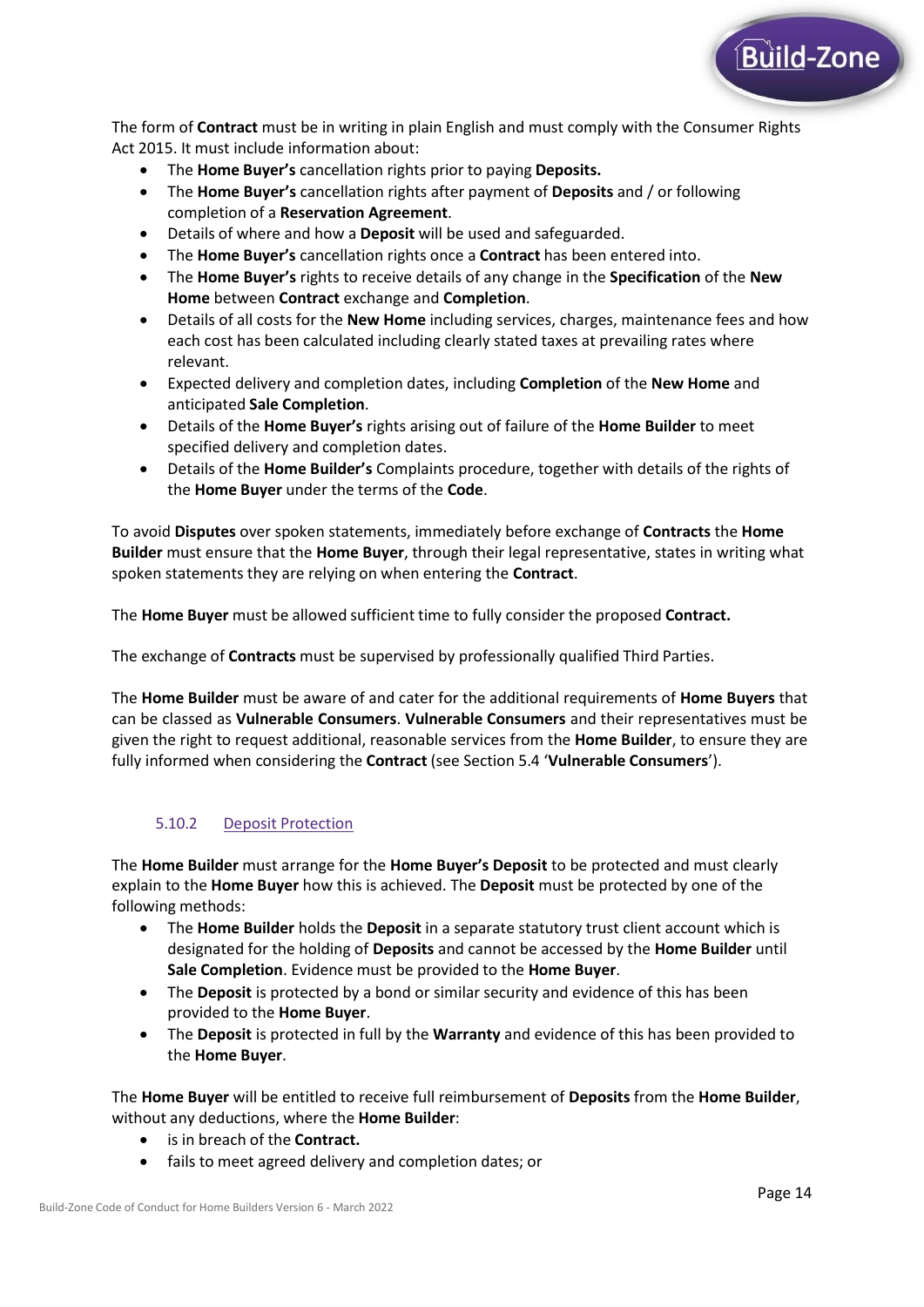The form of **Contract** must be in writing in plain English and must comply with the Consumer Rights Act 2015. It must include information about:

- The **Home Buyer's** cancellation rights prior to paying **Deposits.**
- The **Home Buyer's** cancellation rights after payment of **Deposits** and / or following completion of a **Reservation Agreement**.
- Details of where and how a **Deposit** will be used and safeguarded.
- The **Home Buyer's** cancellation rights once a **Contract** has been entered into.
- The **Home Buyer's** rights to receive details of any change in the **Specification** of the **New Home** between **Contract** exchange and **Completion**.
- Details of all costs for the **New Home** including services, charges, maintenance fees and how each cost has been calculated including clearly stated taxes at prevailing rates where relevant.
- Expected delivery and completion dates, including **Completion** of the **New Home** and anticipated **Sale Completion**.
- Details of the **Home Buyer's** rights arising out of failure of the **Home Builder** to meet specified delivery and completion dates.
- Details of the **Home Builder's** Complaints procedure, together with details of the rights of the **Home Buyer** under the terms of the **Code**.

To avoid **Disputes** over spoken statements, immediately before exchange of **Contracts** the **Home Builder** must ensure that the **Home Buyer**, through their legal representative, states in writing what spoken statements they are relying on when entering the **Contract**.

The **Home Buyer** must be allowed sufficient time to fully consider the proposed **Contract.**

The exchange of **Contracts** must be supervised by professionally qualified Third Parties.

The **Home Builder** must be aware of and cater for the additional requirements of **Home Buyers** that can be classed as **Vulnerable Consumers**. **Vulnerable Consumers** and their representatives must be given the right to request additional, reasonable services from the **Home Builder**, to ensure they are fully informed when considering the **Contract** (see Section 5.4 '**Vulnerable Consumers**').

### 5.10.2 Deposit Protection

The **Home Builder** must arrange for the **Home Buyer's Deposit** to be protected and must clearly explain to the **Home Buyer** how this is achieved. The **Deposit** must be protected by one of the following methods:

- The **Home Builder** holds the **Deposit** in a separate statutory trust client account which is designated for the holding of **Deposits** and cannot be accessed by the **Home Builder** until **Sale Completion**. Evidence must be provided to the **Home Buyer**.
- The **Deposit** is protected by a bond or similar security and evidence of this has been provided to the **Home Buyer**.
- The **Deposit** is protected in full by the **Warranty** and evidence of this has been provided to the **Home Buyer**.

The **Home Buyer** will be entitled to receive full reimbursement of **Deposits** from the **Home Builder**, without any deductions, where the **Home Builder**:

- is in breach of the **Contract.**
- fails to meet agreed delivery and completion dates; or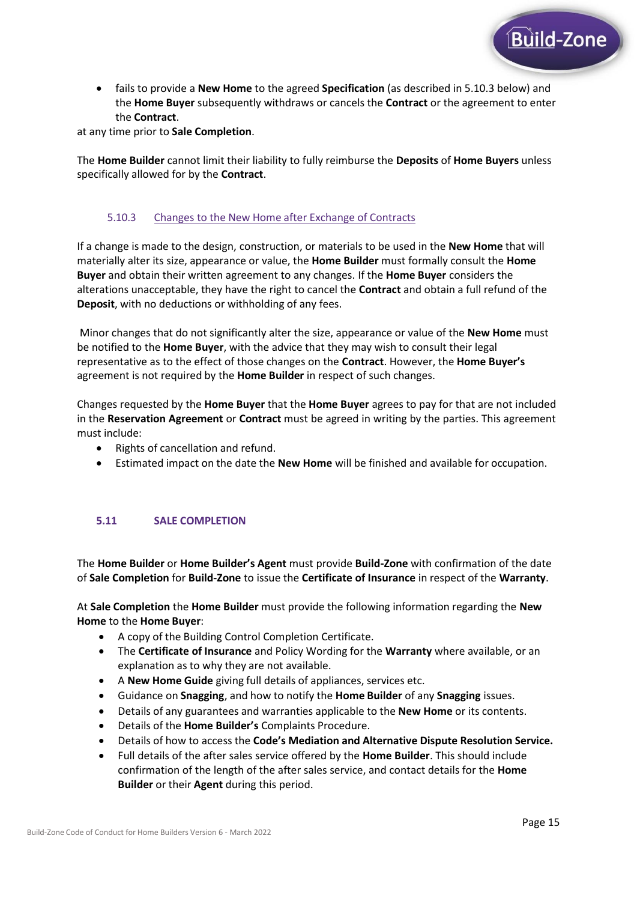- fails to provide a **New Home** to the agreed **Specification** (as described in 5.10.3 below) and the **Home Buyer** subsequently withdraws or cancels the **Contract** or the agreement to enter the **Contract**.

at any time prior to **Sale Completion**.

The **Home Builder** cannot limit their liability to fully reimburse the **Deposits** of **Home Buyers** unless specifically allowed for by the **Contract**.

#### 5.10.3 Changes to the New Home after Exchange of Contracts

If a change is made to the design, construction, or materials to be used in the **New Home** that will materially alter its size, appearance or value, the **Home Builder** must formally consult the **Home Buyer** and obtain their written agreement to any changes. If the **Home Buyer** considers the alterations unacceptable, they have the right to cancel the **Contract** and obtain a full refund of the **Deposit**, with no deductions or withholding of any fees.

Minor changes that do not significantly alter the size, appearance or value of the **New Home** must be notified to the **Home Buyer**, with the advice that they may wish to consult their legal representative as to the effect of those changes on the **Contract**. However, the **Home Buyer's** agreement is not required by the **Home Builder** in respect of such changes.

Changes requested by the **Home Buyer** that the **Home Buyer** agrees to pay for that are not included in the **Reservation Agreement** or **Contract** must be agreed in writing by the parties. This agreement must include:

- Rights of cancellation and refund.
- Estimated impact on the date the **New Home** will be finished and available for occupation.

### 5.11 SALE COMPLETION

The **Home Builder** or **Home Builder's Agent** must provide **Build-Zone** with confirmation of the date of **Sale Completion** for **Build-Zone** to issue the **Certificate of Insurance** in respect of the **Warranty**.

At **Sale Completion** the **Home Builder** must provide the following information regarding the **New Home** to the **Home Buyer**:

- A copy of the Building Control Completion Certificate.
- The **Certificate of Insurance** and Policy Wording for the **Warranty** where available, or an explanation as to why they are not available.
- A **New Home Guide** giving full details of appliances, services etc.
- Guidance on **Snagging**, and how to notify the **Home Builder** of any **Snagging** issues.
- Details of any guarantees and warranties applicable to the **New Home** or its contents.
- Details of the **Home Builder's** Complaints Procedure.
- Details of how to access the **Code's Mediation and Alternative Dispute Resolution Service.**
- Full details of the after sales service offered by the **Home Builder**. This should include confirmation of the length of the after sales service, and contact details for the **Home Builder** or their **Agent** during this period.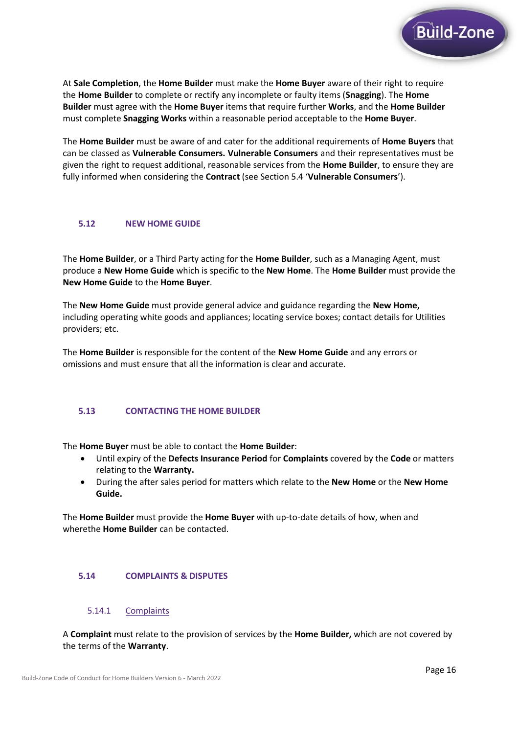At **Sale Completion**, the **Home Builder** must make the **Home Buyer** aware of their right to require the **Home Builder** to complete or rectify any incomplete or faulty items (**Snagging**). The **Home Builder** must agree with the **Home Buyer** items that require further **Works**, and the **Home Builder** must complete **Snagging Works** within a reasonable period acceptable to the **Home Buyer**.

The **Home Builder** must be aware of and cater for the additional requirements of **Home Buyers** that can be classed as **Vulnerable Consumers. Vulnerable Consumers** and their representatives must be given the right to request additional, reasonable services from the **Home Builder**, to ensure they are fully informed when considering the **Contract** (see Section 5.4 '**Vulnerable Consumers**').

## 5.12 NEW HOME GUIDE

The **Home Builder**, or a Third Party acting for the **Home Builder**, such as a Managing Agent, must produce a **New Home Guide** which is specific to the **New Home**. The **Home Builder** must provide the **New Home Guide** to the **Home Buyer**.

The **New Home Guide** must provide general advice and guidance regarding the **New Home,** including operating white goods and appliances; locating service boxes; contact details for Utilities providers; etc.

The **Home Builder** is responsible for the content of the **New Home Guide** and any errors or omissions and must ensure that all the information is clear and accurate.

## 5.13 CONTACTING THE HOME BUILDER

The **Home Buyer** must be able to contact the **Home Builder**:

- Until expiry of the **Defects Insurance Period** for **Complaints** covered by the **Code** or matters relating to the **Warranty.**
- During the after sales period for matters which relate to the **New Home** or the **New Home Guide.**

The **Home Builder** must provide the **Home Buyer** with up-to-date details of how, when and wherethe **Home Builder** can be contacted.

## 5.14 COMPLAINTS & DISPUTES

### 5.14.1 Complaints

A **Complaint** must relate to the provision of services by the **Home Builder,** which are not covered by the terms of the **Warranty**.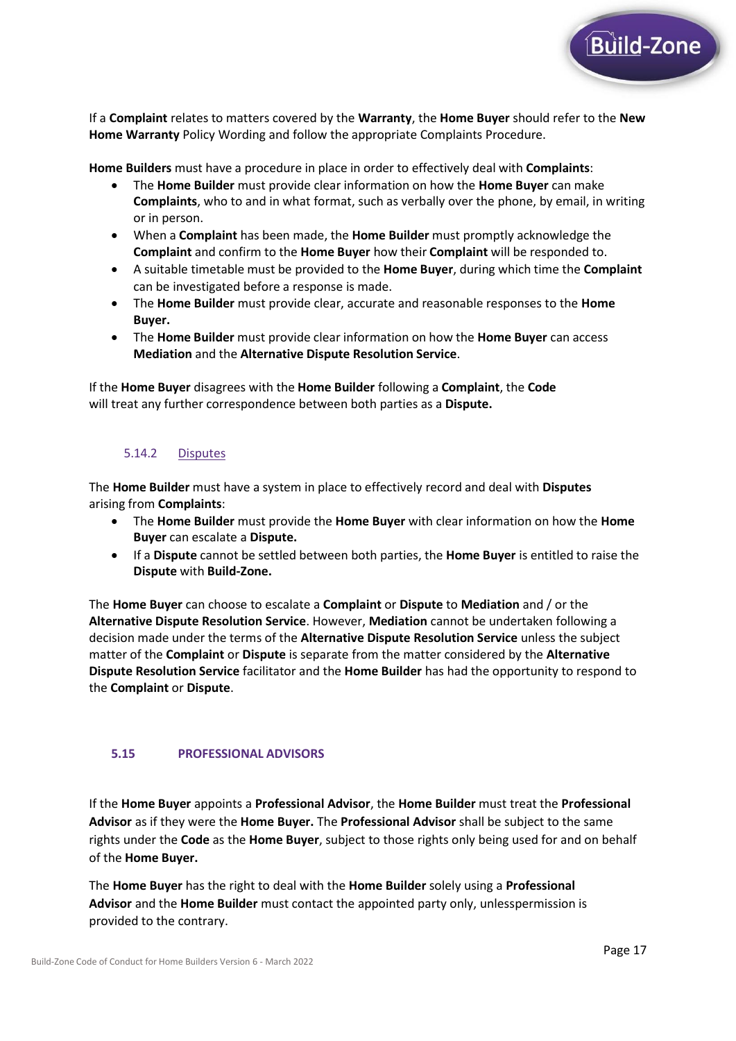If a **Complaint** relates to matters covered by the **Warranty**, the **Home Buyer** should refer to the **New Home Warranty** Policy Wording and follow the appropriate Complaints Procedure.

**Home Builders** must have a procedure in place in order to effectively deal with **Complaints**:

- The **Home Builder** must provide clear information on how the **Home Buyer** can make **Complaints**, who to and in what format, such as verbally over the phone, by email, in writing or in person.
- When a **Complaint** has been made, the **Home Builder** must promptly acknowledge the **Complaint** and confirm to the **Home Buyer** how their **Complaint** will be responded to.
- A suitable timetable must be provided to the **Home Buyer**, during which time the **Complaint** can be investigated before a response is made.
- The **Home Builder** must provide clear, accurate and reasonable responses to the **Home Buyer.**
- The **Home Builder** must provide clear information on how the **Home Buyer** can access **Mediation** and the **Alternative Dispute Resolution Service**.

If the **Home Buyer** disagrees with the **Home Builder** following a **Complaint**, the **Code** will treat any further correspondence between both parties as a **Dispute.**

#### 5.14.2 Disputes

The **Home Builder** must have a system in place to effectively record and deal with **Disputes** arising from **Complaints**:

- The **Home Builder** must provide the **Home Buyer** with clear information on how the **Home Buyer** can escalate a **Dispute.**
- If a **Dispute** cannot be settled between both parties, the **Home Buyer** is entitled to raise the **Dispute** with **Build-Zone.**

The **Home Buyer** can choose to escalate a **Complaint** or **Dispute** to **Mediation** and / or the **Alternative Dispute Resolution Service**. However, **Mediation** cannot be undertaken following a decision made under the terms of the **Alternative Dispute Resolution Service** unless the subject matter of the **Complaint** or **Dispute** is separate from the matter considered by the **Alternative Dispute Resolution Service** facilitator and the **Home Builder** has had the opportunity to respond to the **Complaint** or **Dispute**.

### 5.15 PROFESSIONAL ADVISORS

If the **Home Buyer** appoints a **Professional Advisor**, the **Home Builder** must treat the **Professional Advisor** as if they were the **Home Buyer.** The **Professional Advisor** shall be subject to the same rights under the **Code** as the **Home Buyer**, subject to those rights only being used for and on behalf of the **Home Buyer.**

The **Home Buyer** has the right to deal with the **Home Builder** solely using a **Professional Advisor** and the **Home Builder** must contact the appointed party only, unlesspermission is provided to the contrary.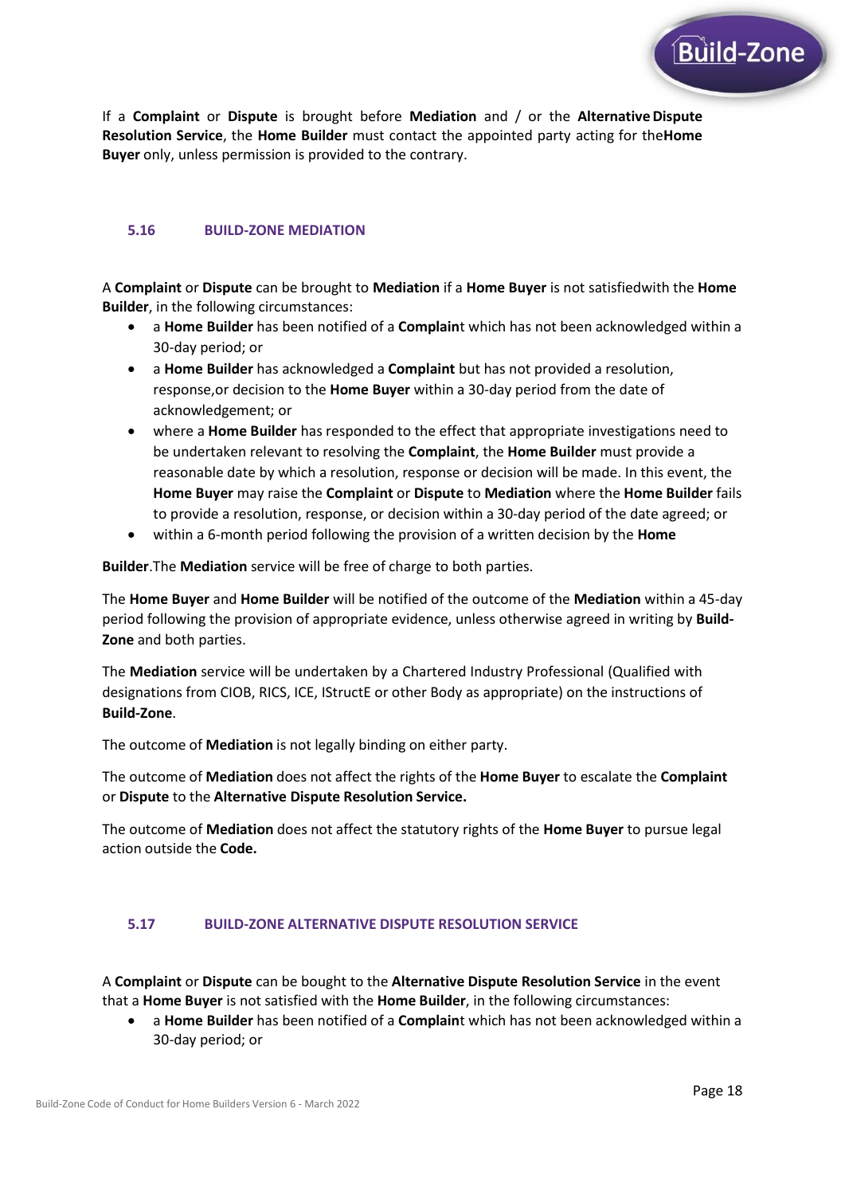If a **Complaint** or **Dispute** is brought before **Mediation** and / or the **Alternative Dispute Resolution Service**, the **Home Builder** must contact the appointed party acting for the**Home Buyer** only, unless permission is provided to the contrary.

### 5.16 BUILD-ZONE MEDIATION

A **Complaint** or **Dispute** can be brought to **Mediation** if a **Home Buyer** is not satisfiedwith the **Home Builder**, in the following circumstances:

- a **Home Builder** has been notified of a **Complain**t which has not been acknowledged within a 30-day period; or
- a **Home Builder** has acknowledged a **Complaint** but has not provided a resolution, response,or decision to the **Home Buyer** within a 30-day period from the date of acknowledgement; or
- where a **Home Builder** has responded to the effect that appropriate investigations need to be undertaken relevant to resolving the **Complaint**, the **Home Builder** must provide a reasonable date by which a resolution, response or decision will be made. In this event, the **Home Buyer** may raise the **Complaint** or **Dispute** to **Mediation** where the **Home Builder** fails to provide a resolution, response, or decision within a 30-day period of the date agreed; or
- within a 6-month period following the provision of a written decision by the **Home**

**Builder**.The **Mediation** service will be free of charge to both parties.

The **Home Buyer** and **Home Builder** will be notified of the outcome of the **Mediation** within a 45-day period following the provision of appropriate evidence, unless otherwise agreed in writing by **Build-Zone** and both parties.

The **Mediation** service will be undertaken by a Chartered Industry Professional (Qualified with designations from CIOB, RICS, ICE, IStructE or other Body as appropriate) on the instructions of **Build-Zone**.

The outcome of **Mediation** is not legally binding on either party.

The outcome of **Mediation** does not affect the rights of the **Home Buyer** to escalate the **Complaint** or **Dispute** to the **Alternative Dispute Resolution Service.**

The outcome of **Mediation** does not affect the statutory rights of the **Home Buyer** to pursue legal action outside the **Code.**

### 5.17 BUILD-ZONE ALTERNATIVE DISPUTE RESOLUTION SERVICE

A **Complaint** or **Dispute** can be bought to the **Alternative Dispute Resolution Service** in the event that a **Home Buyer** is not satisfied with the **Home Builder**, in the following circumstances:

- a **Home Builder** has been notified of a **Complain**t which has not been acknowledged within a 30-day period; or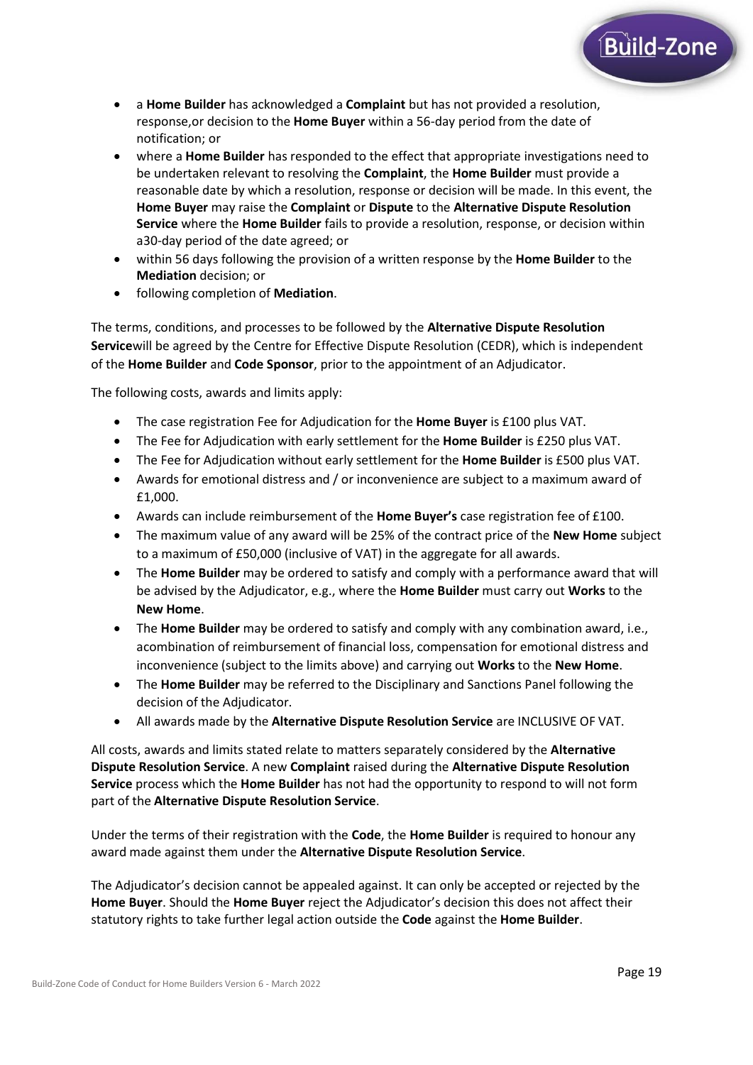- a **Home Builder** has acknowledged a **Complaint** but has not provided a resolution, response,or decision to the **Home Buyer** within a 56-day period from the date of notification; or
- where a **Home Builder** has responded to the effect that appropriate investigations need to be undertaken relevant to resolving the **Complaint**, the **Home Builder** must provide a reasonable date by which a resolution, response or decision will be made. In this event, the **Home Buyer** may raise the **Complaint** or **Dispute** to the **Alternative Dispute Resolution Service** where the **Home Builder** fails to provide a resolution, response, or decision within a30-day period of the date agreed; or
- within 56 days following the provision of a written response by the **Home Builder** to the **Mediation** decision; or
- following completion of **Mediation**.

The terms, conditions, and processes to be followed by the **Alternative Dispute Resolution Service**will be agreed by the Centre for Effective Dispute Resolution (CEDR), which is independent of the **Home Builder** and **Code Sponsor**, prior to the appointment of an Adjudicator.

The following costs, awards and limits apply:

- The case registration Fee for Adjudication for the **Home Buyer** is £100 plus VAT.
- The Fee for Adjudication with early settlement for the **Home Builder** is £250 plus VAT.
- The Fee for Adjudication without early settlement for the **Home Builder** is £500 plus VAT.
- Awards for emotional distress and / or inconvenience are subject to a maximum award of £1,000.
- Awards can include reimbursement of the **Home Buyer's** case registration fee of £100.
- The maximum value of any award will be 25% of the contract price of the **New Home** subject to a maximum of £50,000 (inclusive of VAT) in the aggregate for all awards.
- The **Home Builder** may be ordered to satisfy and comply with a performance award that will be advised by the Adjudicator, e.g., where the **Home Builder** must carry out **Works** to the **New Home**.
- The **Home Builder** may be ordered to satisfy and comply with any combination award, i.e., acombination of reimbursement of financial loss, compensation for emotional distress and inconvenience (subject to the limits above) and carrying out **Works** to the **New Home**.
- The **Home Builder** may be referred to the Disciplinary and Sanctions Panel following the decision of the Adjudicator.
- All awards made by the **Alternative Dispute Resolution Service** are INCLUSIVE OF VAT.

All costs, awards and limits stated relate to matters separately considered by the **Alternative Dispute Resolution Service**. A new **Complaint** raised during the **Alternative Dispute Resolution Service** process which the **Home Builder** has not had the opportunity to respond to will not form part of the **Alternative Dispute Resolution Service**.

Under the terms of their registration with the **Code**, the **Home Builder** is required to honour any award made against them under the **Alternative Dispute Resolution Service**.

The Adjudicator's decision cannot be appealed against. It can only be accepted or rejected by the **Home Buyer**. Should the **Home Buyer** reject the Adjudicator's decision this does not affect their statutory rights to take further legal action outside the **Code** against the **Home Builder**.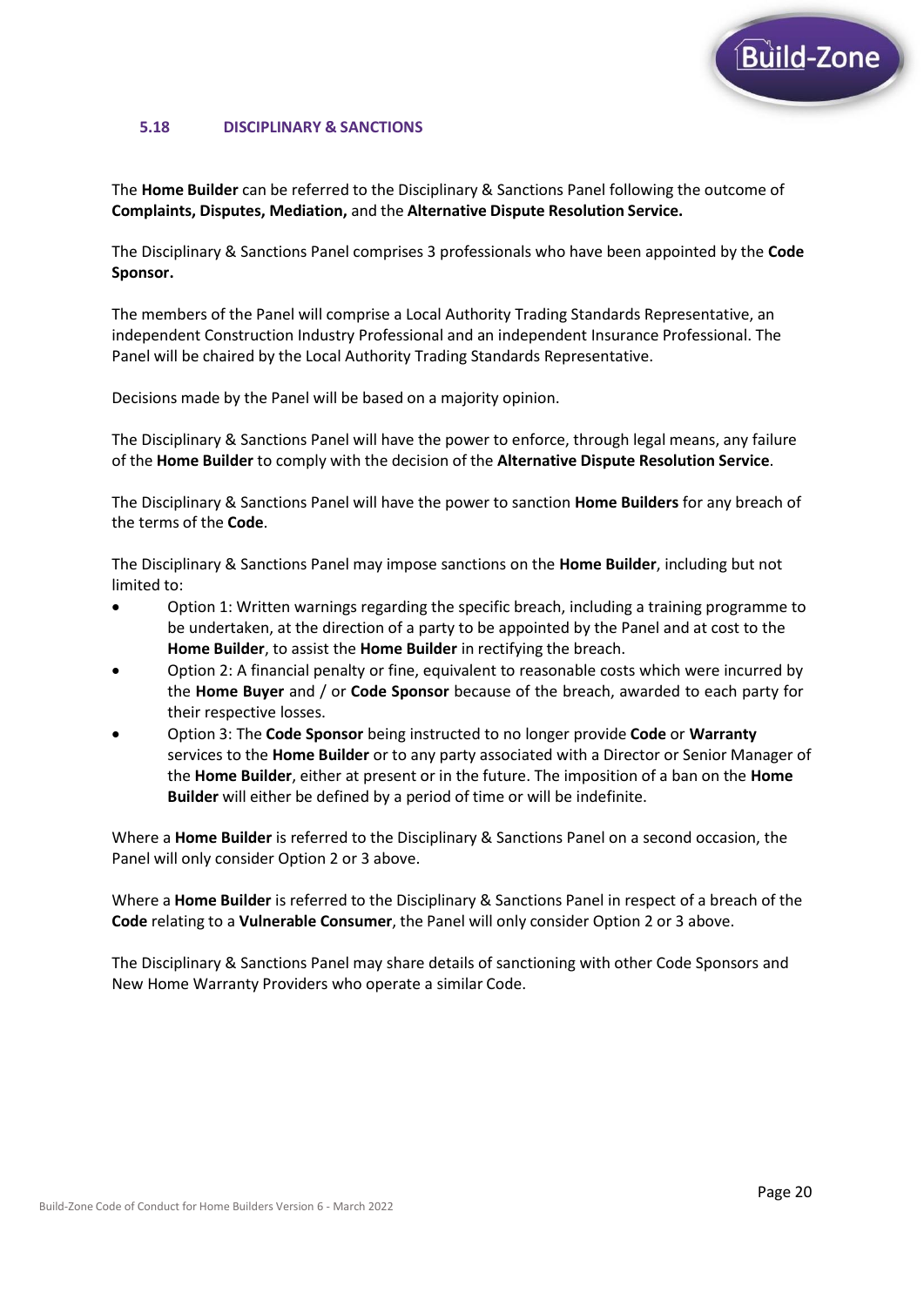## 5.18 DISCIPLINARY & SANCTIONS

The **Home Builder** can be referred to the Disciplinary & Sanctions Panel following the outcome of **Complaints, Disputes, Mediation,** and the **Alternative Dispute Resolution Service.**

The Disciplinary & Sanctions Panel comprises 3 professionals who have been appointed by the **Code Sponsor.**

The members of the Panel will comprise a Local Authority Trading Standards Representative, an independent Construction Industry Professional and an independent Insurance Professional. The Panel will be chaired by the Local Authority Trading Standards Representative.

Decisions made by the Panel will be based on a majority opinion.

The Disciplinary & Sanctions Panel will have the power to enforce, through legal means, any failure of the **Home Builder** to comply with the decision of the **Alternative Dispute Resolution Service**.

The Disciplinary & Sanctions Panel will have the power to sanction **Home Builders** for any breach of the terms of the **Code**.

The Disciplinary & Sanctions Panel may impose sanctions on the **Home Builder**, including but not limited to:

- Option 1: Written warnings regarding the specific breach, including a training programme to be undertaken, at the direction of a party to be appointed by the Panel and at cost to the **Home Builder**, to assist the **Home Builder** in rectifying the breach.
- Option 2: A financial penalty or fine, equivalent to reasonable costs which were incurred by the **Home Buyer** and / or **Code Sponsor** because of the breach, awarded to each party for their respective losses.
- Option 3: The **Code Sponsor** being instructed to no longer provide **Code** or **Warranty** services to the **Home Builder** or to any party associated with a Director or Senior Manager of the **Home Builder**, either at present or in the future. The imposition of a ban on the **Home Builder** will either be defined by a period of time or will be indefinite.

Where a **Home Builder** is referred to the Disciplinary & Sanctions Panel on a second occasion, the Panel will only consider Option 2 or 3 above.

Where a **Home Builder** is referred to the Disciplinary & Sanctions Panel in respect of a breach of the **Code** relating to a **Vulnerable Consumer**, the Panel will only consider Option 2 or 3 above.

The Disciplinary & Sanctions Panel may share details of sanctioning with other Code Sponsors and New Home Warranty Providers who operate a similar Code.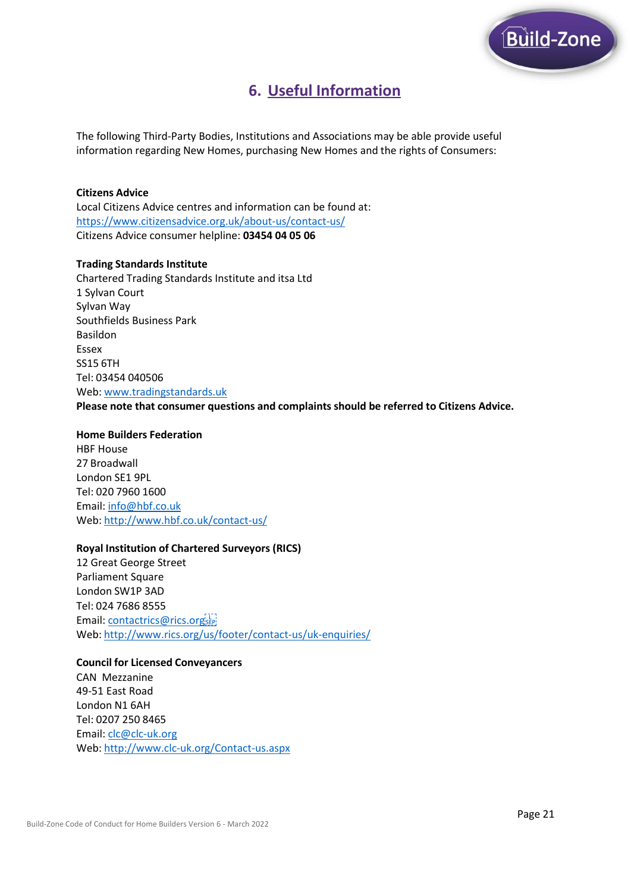## 6. Useful Information

The following Third-Party Bodies, Institutions and Associations may be able provide useful information regarding New Homes, purchasing New Homes and the rights of Consumers:

**Citizens Advice**
Local Citizens Advice centres and information can be found at:
https://www.citizensadvice.org.uk/about-us/contact-us/
Citizens Advice consumer helpline: **03454 04 05 06**

**Trading Standards Institute**
Chartered Trading Standards Institute and itsa Ltd
1 Sylvan Court
Sylvan Way
Southfields Business Park
Basildon
Essex
SS15 6TH
Tel: 03454 040506
Web: www.tradingstandards.uk
**Please note that consumer questions and complaints should be referred to Citizens Advice.**

**Home Builders Federation**
HBF House
27 Broadwall
London SE1 9PL
Tel: 020 7960 1600
Email: info@hbf.co.uk
Web: http://www.hbf.co.uk/contact-us/

**Royal Institution of Chartered Surveyors (RICS)**
12 Great George Street
Parliament Square
London SW1P 3AD
Tel: 024 7686 8555
Email: contactrics@rics.org
Web: http://www.rics.org/us/footer/contact-us/uk-enquiries/

**Council for Licensed Conveyancers**
CAN Mezzanine
49-51 East Road
London N1 6AH
Tel: 0207 250 8465
Email: clc@clc-uk.org
Web: http://www.clc-uk.org/Contact-us.aspx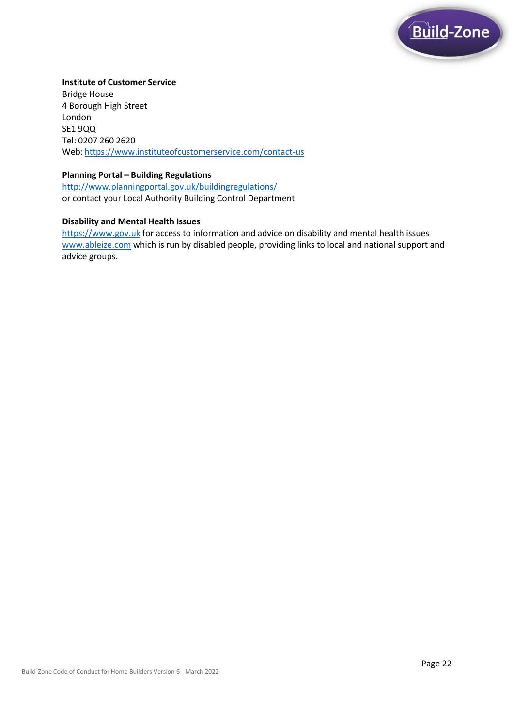**Institute of Customer Service**
Bridge House
4 Borough High Street
London
SE1 9QQ
Tel: 0207 260 2620
Web: https://www.instituteofcustomerservice.com/contact-us

**Planning Portal – Building Regulations**
http://www.planningportal.gov.uk/buildingregulations/
or contact your Local Authority Building Control Department

**Disability and Mental Health Issues**
https://www.gov.uk for access to information and advice on disability and mental health issues
www.ableize.com which is run by disabled people, providing links to local and national support and advice groups.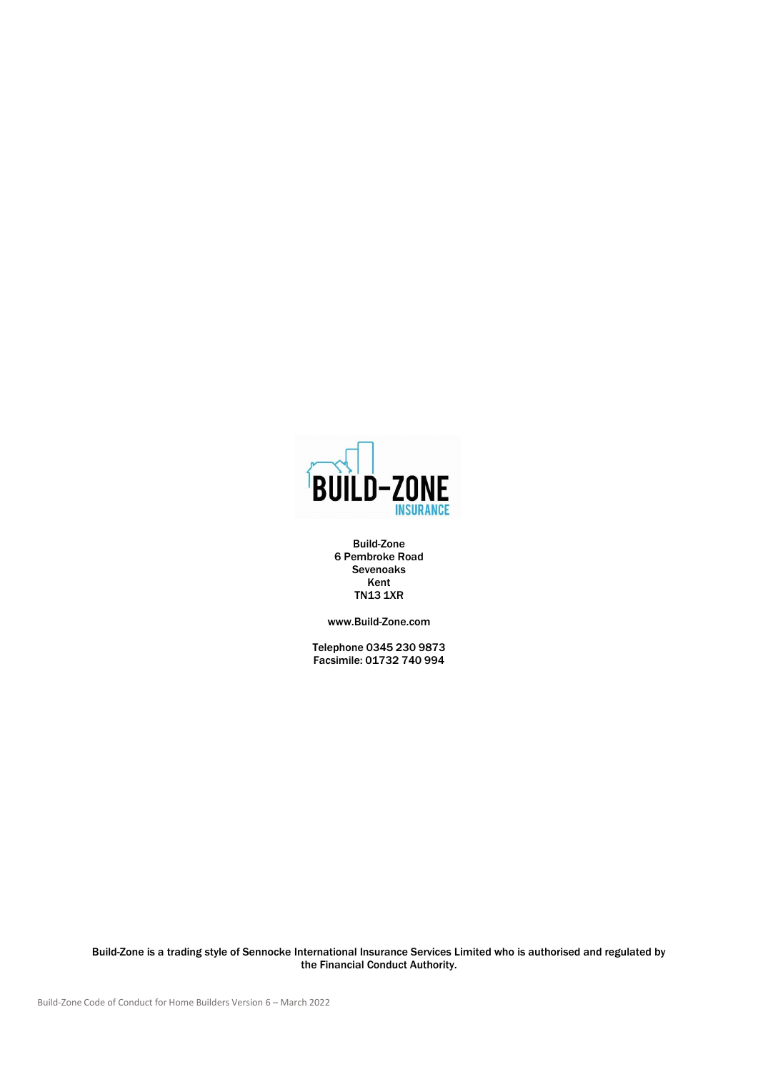BUILD-ZONE
INSURANCE

Build-Zone
6 Pembroke Road
Sevenoaks
Kent
TN13 1XR

www.Build-Zone.com

Telephone 0345 230 9873
Facsimile: 01732 740 994

**Build-Zone is a trading style of Sennocke International Insurance Services Limited who is authorised and regulated by the Financial Conduct Authority.**